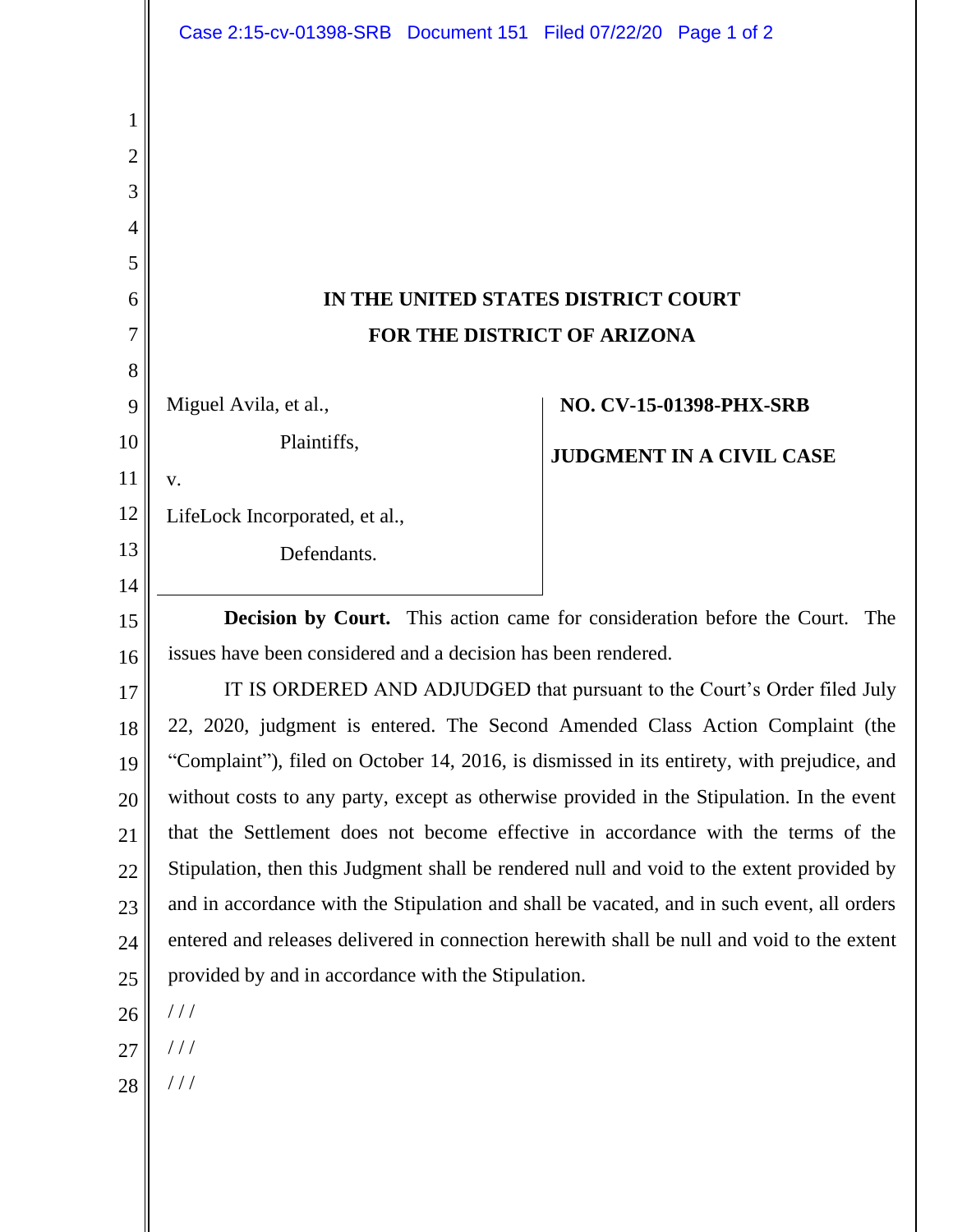# IN THE UNITED STATES DISTRICT COURT
# FOR THE DISTRICT OF ARIZONA

Miguel Avila, et al.,

Plaintiffs,

v.

LifeLock Incorporated, et al.,

Defendants.

**NO. CV-15-01398-PHX-SRB**

**JUDGMENT IN A CIVIL CASE**

**Decision by Court.** This action came for consideration before the Court. The issues have been considered and a decision has been rendered.

IT IS ORDERED AND ADJUDGED that pursuant to the Court's Order filed July 22, 2020, judgment is entered. The Second Amended Class Action Complaint (the "Complaint"), filed on October 14, 2016, is dismissed in its entirety, with prejudice, and without costs to any party, except as otherwise provided in the Stipulation. In the event that the Settlement does not become effective in accordance with the terms of the Stipulation, then this Judgment shall be rendered null and void to the extent provided by and in accordance with the Stipulation and shall be vacated, and in such event, all orders entered and releases delivered in connection herewith shall be null and void to the extent provided by and in accordance with the Stipulation.

/ / /

/ / /

/ / /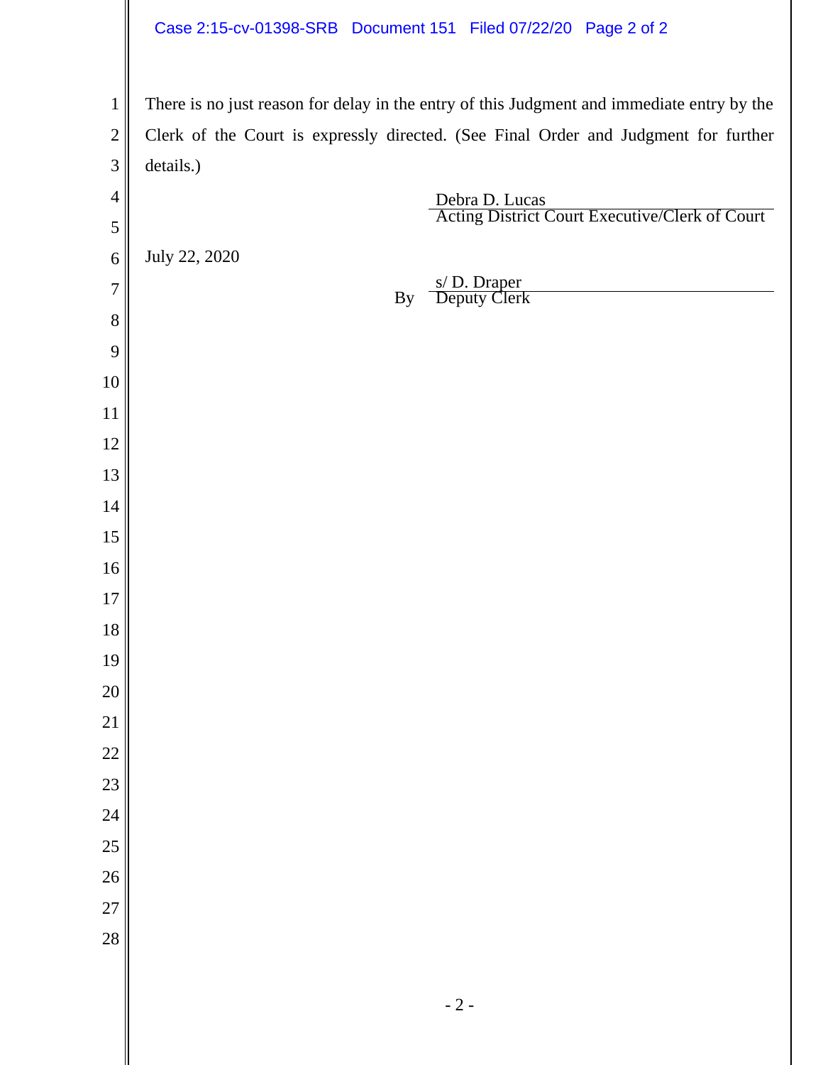There is no just reason for delay in the entry of this Judgment and immediate entry by the Clerk of the Court is expressly directed. (See Final Order and Judgment for further details.)

Debra D. Lucas
Acting District Court Executive/Clerk of Court

July 22, 2020

By s/ D. Draper
Deputy Clerk